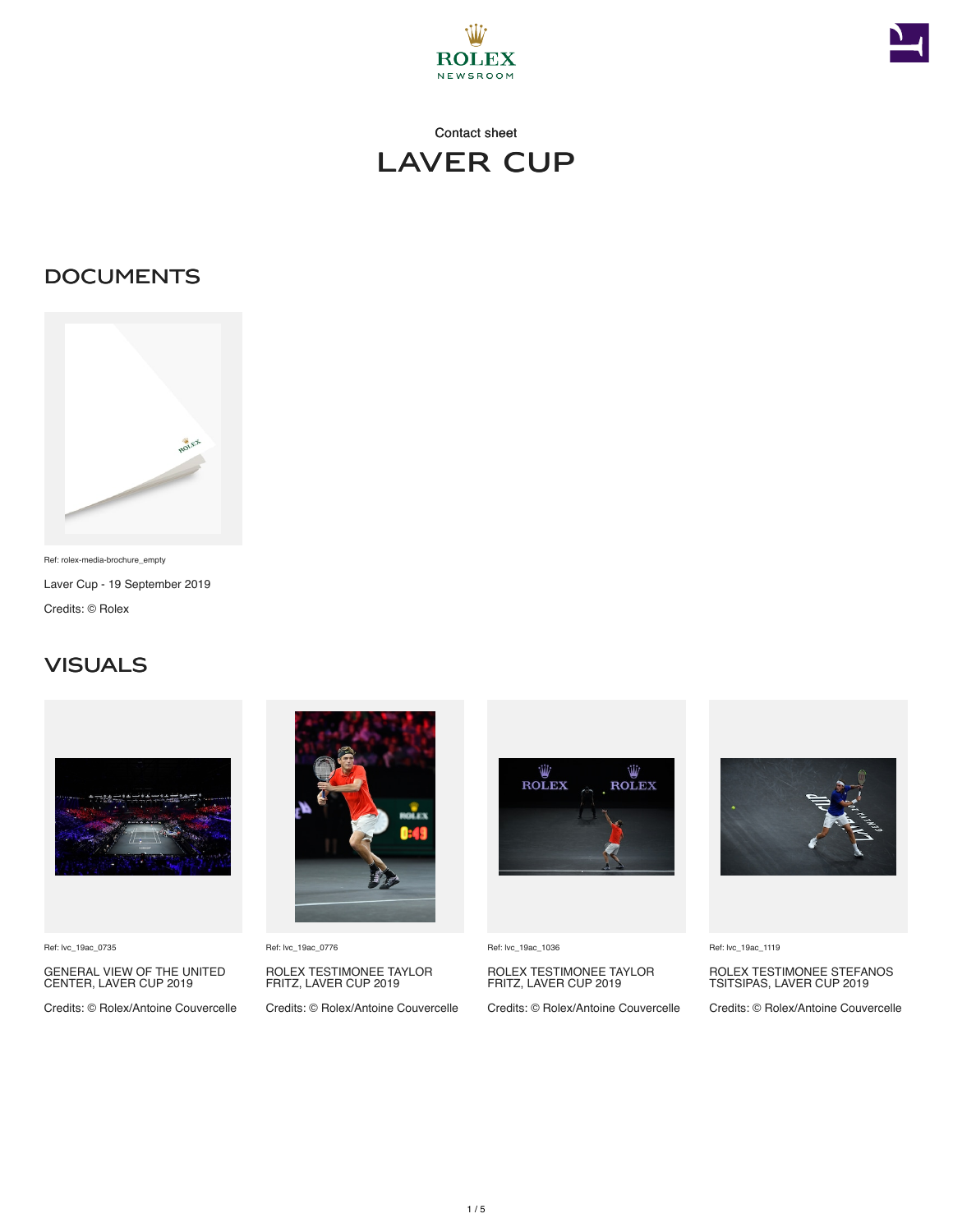Contact sheet

# LAVER CUP

## DOCUMENTS

Ref: rolex-media-brochure_empty

Laver Cup - 19 September 2019

Credits: © Rolex

## VISUALS

Ref: lvc_19ac_0735

GENERAL VIEW OF THE UNITED CENTER, LAVER CUP 2019

Credits: © Rolex/Antoine Couvercelle

Ref: lvc_19ac_0776

ROLEX TESTIMONEE TAYLOR FRITZ, LAVER CUP 2019

Credits: © Rolex/Antoine Couvercelle

Ref: lvc_19ac_1036

ROLEX TESTIMONEE TAYLOR FRITZ, LAVER CUP 2019

Credits: © Rolex/Antoine Couvercelle

Ref: lvc_19ac_1119

ROLEX TESTIMONEE STEFANOS TSITSIPAS, LAVER CUP 2019

Credits: © Rolex/Antoine Couvercelle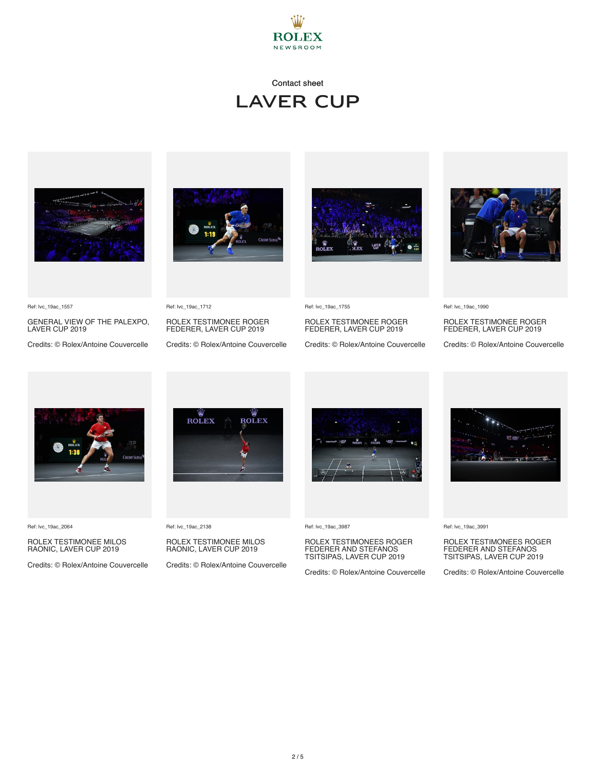Contact sheet

# LAVER CUP

Ref: lvc_19ac_1557

GENERAL VIEW OF THE PALEXPO, LAVER CUP 2019

Credits: © Rolex/Antoine Couvercelle

Ref: lvc_19ac_1712

ROLEX TESTIMONEE ROGER FEDERER, LAVER CUP 2019

Credits: © Rolex/Antoine Couvercelle

Ref: lvc_19ac_1755

ROLEX TESTIMONEE ROGER FEDERER, LAVER CUP 2019

Credits: © Rolex/Antoine Couvercelle

Ref: lvc_19ac_1990

ROLEX TESTIMONEE ROGER FEDERER, LAVER CUP 2019

Credits: © Rolex/Antoine Couvercelle

Ref: lvc_19ac_2064

ROLEX TESTIMONEE MILOS RAONIC, LAVER CUP 2019

Credits: © Rolex/Antoine Couvercelle

Ref: lvc_19ac_2138

ROLEX TESTIMONEE MILOS RAONIC, LAVER CUP 2019

Credits: © Rolex/Antoine Couvercelle

Ref: lvc_19ac_3987

ROLEX TESTIMONEES ROGER FEDERER AND STEFANOS TSITSIPAS, LAVER CUP 2019

Credits: © Rolex/Antoine Couvercelle

Ref: lvc_19ac_3991

ROLEX TESTIMONEES ROGER FEDERER AND STEFANOS TSITSIPAS, LAVER CUP 2019

Credits: © Rolex/Antoine Couvercelle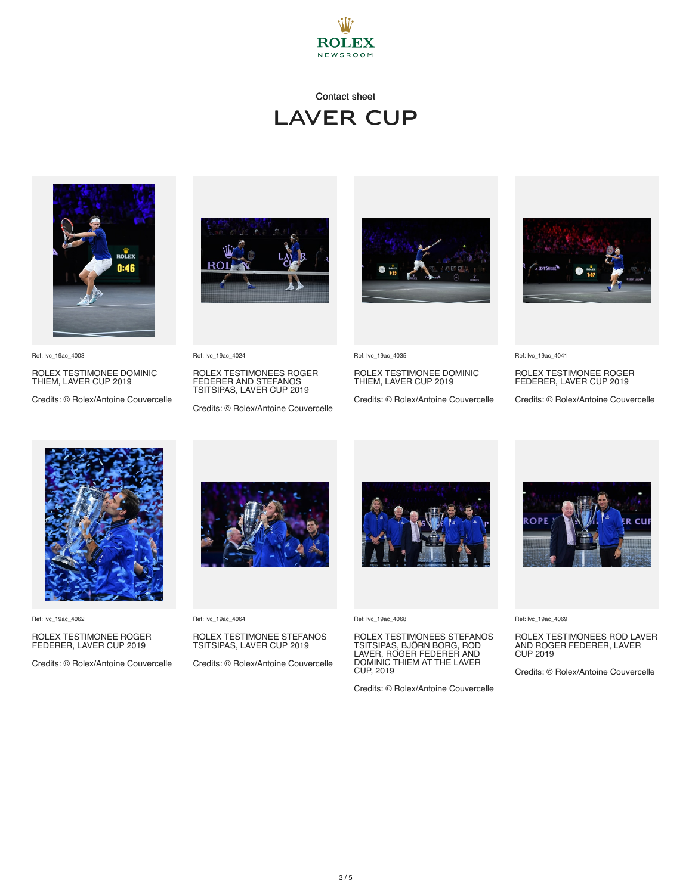ROLEX
NEWSROOM

Contact sheet

# LAVER CUP

Ref: lvc_19ac_4003

ROLEX TESTIMONEE DOMINIC THIEM, LAVER CUP 2019

Credits: © Rolex/Antoine Couvercelle

Ref: lvc_19ac_4024

ROLEX TESTIMONEES ROGER FEDERER AND STEFANOS TSITSIPAS, LAVER CUP 2019

Credits: © Rolex/Antoine Couvercelle

Ref: lvc_19ac_4035

ROLEX TESTIMONEE DOMINIC THIEM, LAVER CUP 2019

Credits: © Rolex/Antoine Couvercelle

Ref: lvc_19ac_4041

ROLEX TESTIMONEE ROGER FEDERER, LAVER CUP 2019

Credits: © Rolex/Antoine Couvercelle

Ref: lvc_19ac_4062

ROLEX TESTIMONEE ROGER FEDERER, LAVER CUP 2019

Credits: © Rolex/Antoine Couvercelle

Ref: lvc_19ac_4064

ROLEX TESTIMONEE STEFANOS TSITSIPAS, LAVER CUP 2019

Credits: © Rolex/Antoine Couvercelle

Ref: lvc_19ac_4068

ROLEX TESTIMONEES STEFANOS TSITSIPAS, BJÖRN BORG, ROD LAVER, ROGER FEDERER AND DOMINIC THIEM AT THE LAVER CUP, 2019

Credits: © Rolex/Antoine Couvercelle

Ref: lvc_19ac_4069

ROLEX TESTIMONEES ROD LAVER AND ROGER FEDERER, LAVER CUP 2019

Credits: © Rolex/Antoine Couvercelle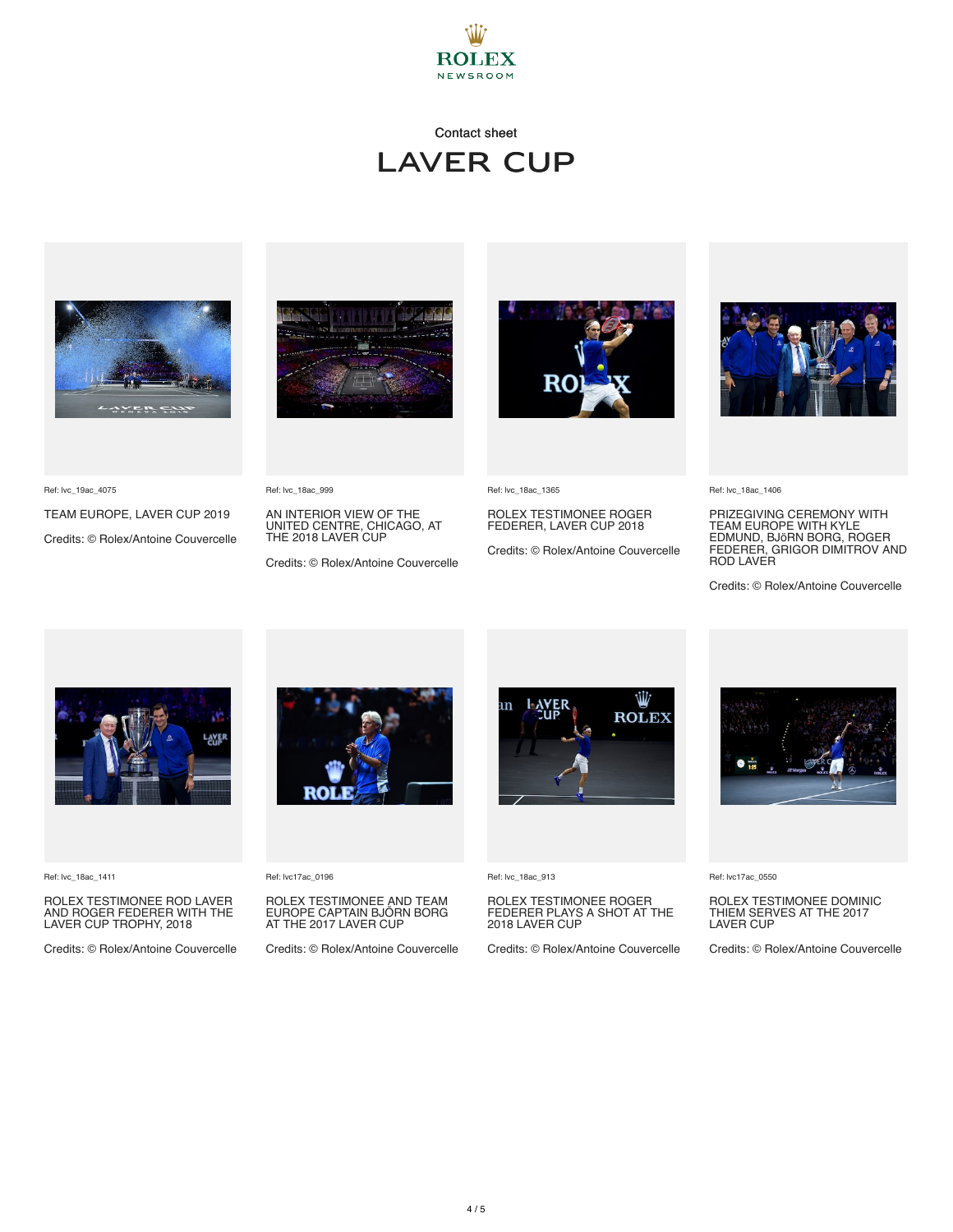ROLEX
NEWSROOM

Contact sheet

# LAVER CUP

Ref: lvc_19ac_4075

TEAM EUROPE, LAVER CUP 2019

Credits: © Rolex/Antoine Couvercelle

Ref: lvc_18ac_999

AN INTERIOR VIEW OF THE UNITED CENTRE, CHICAGO, AT THE 2018 LAVER CUP

Credits: © Rolex/Antoine Couvercelle

Ref: lvc_18ac_1365

ROLEX TESTIMONEE ROGER FEDERER, LAVER CUP 2018

Credits: © Rolex/Antoine Couvercelle

Ref: lvc_18ac_1406

PRIZEGIVING CEREMONY WITH TEAM EUROPE WITH KYLE EDMUND, BJöRN BORG, ROGER FEDERER, GRIGOR DIMITROV AND ROD LAVER

Credits: © Rolex/Antoine Couvercelle

Ref: lvc_18ac_1411

ROLEX TESTIMONEE ROD LAVER AND ROGER FEDERER WITH THE LAVER CUP TROPHY, 2018

Credits: © Rolex/Antoine Couvercelle

Ref: lvc17ac_0196

ROLEX TESTIMONEE AND TEAM EUROPE CAPTAIN BJÖRN BORG AT THE 2017 LAVER CUP

Credits: © Rolex/Antoine Couvercelle

Ref: lvc_18ac_913

ROLEX TESTIMONEE ROGER FEDERER PLAYS A SHOT AT THE 2018 LAVER CUP

Credits: © Rolex/Antoine Couvercelle

Ref: lvc17ac_0550

ROLEX TESTIMONEE DOMINIC THIEM SERVES AT THE 2017 LAVER CUP

Credits: © Rolex/Antoine Couvercelle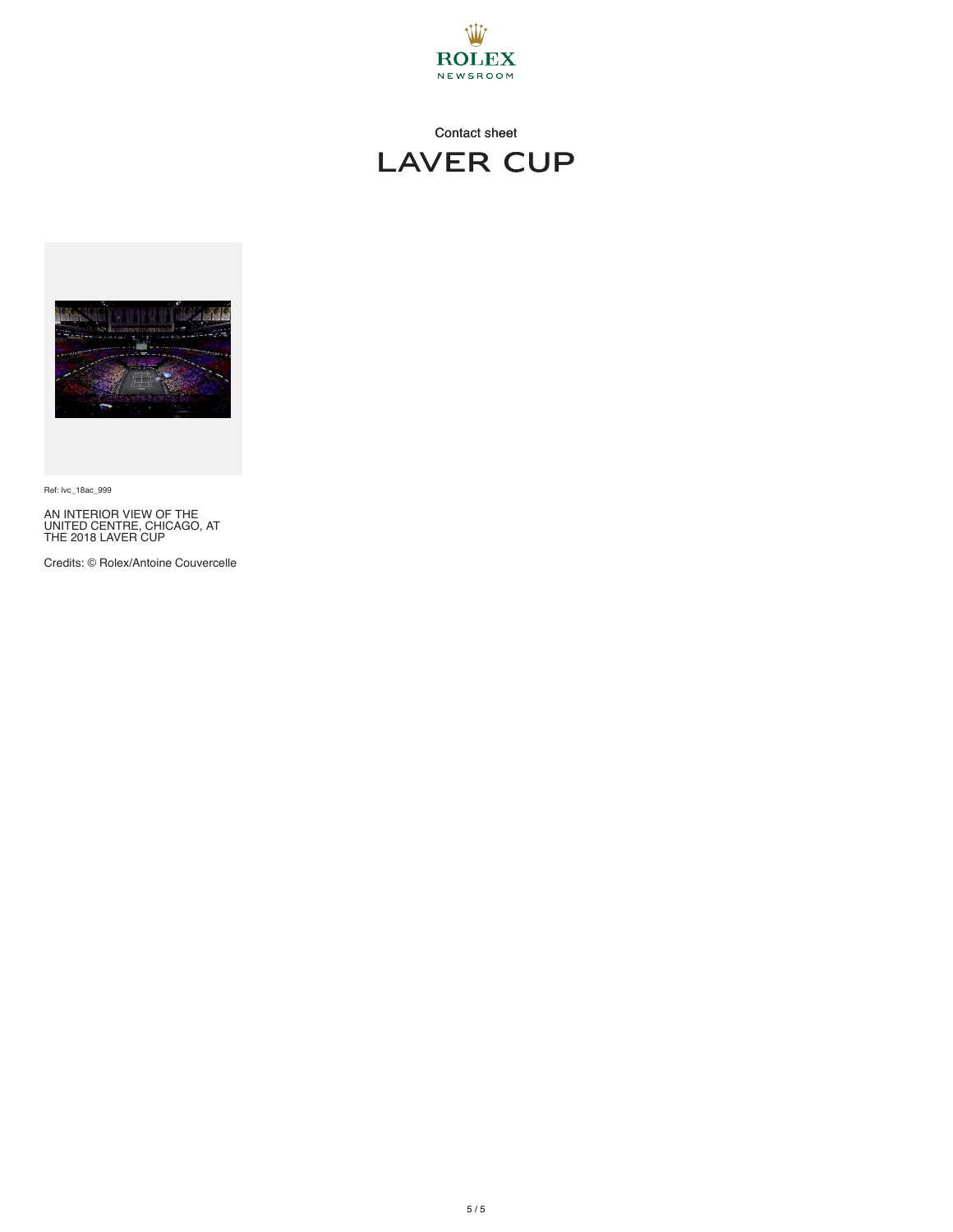Contact sheet

# LAVER CUP

Ref: lvc_18ac_999

AN INTERIOR VIEW OF THE UNITED CENTRE, CHICAGO, AT THE 2018 LAVER CUP

Credits: © Rolex/Antoine Couvercelle